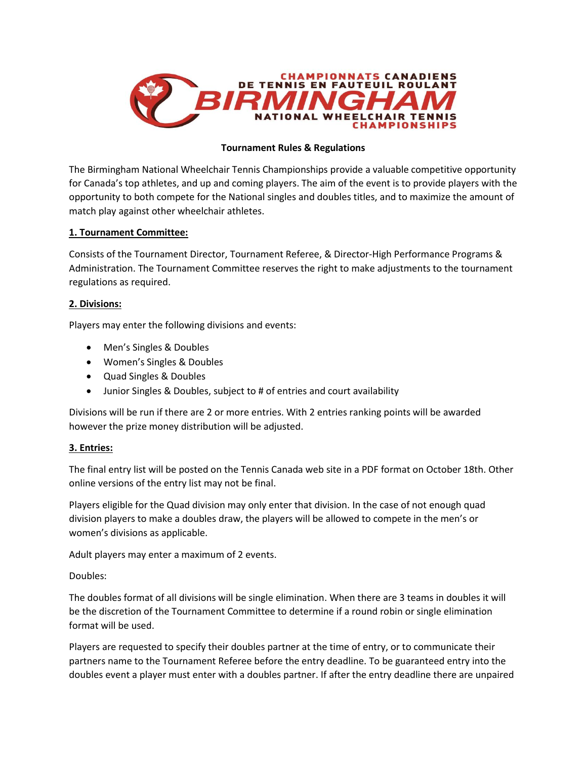CHAMPIONNATS CANADIENS DE TENNIS EN FAUTEUIL ROULANT
BIRMINGHAM
NATIONAL WHEELCHAIR TENNIS CHAMPIONSHIPS

**Tournament Rules & Regulations**

The Birmingham National Wheelchair Tennis Championships provide a valuable competitive opportunity for Canada's top athletes, and up and coming players. The aim of the event is to provide players with the opportunity to both compete for the National singles and doubles titles, and to maximize the amount of match play against other wheelchair athletes.

## 1. Tournament Committee:

Consists of the Tournament Director, Tournament Referee, & Director-High Performance Programs & Administration. The Tournament Committee reserves the right to make adjustments to the tournament regulations as required.

## 2. Divisions:

Players may enter the following divisions and events:

- Men's Singles & Doubles
- Women's Singles & Doubles
- Quad Singles & Doubles
- Junior Singles & Doubles, subject to # of entries and court availability

Divisions will be run if there are 2 or more entries. With 2 entries ranking points will be awarded however the prize money distribution will be adjusted.

## 3. Entries:

The final entry list will be posted on the Tennis Canada web site in a PDF format on October 18th. Other online versions of the entry list may not be final.

Players eligible for the Quad division may only enter that division. In the case of not enough quad division players to make a doubles draw, the players will be allowed to compete in the men's or women's divisions as applicable.

Adult players may enter a maximum of 2 events.

Doubles:

The doubles format of all divisions will be single elimination. When there are 3 teams in doubles it will be the discretion of the Tournament Committee to determine if a round robin or single elimination format will be used.

Players are requested to specify their doubles partner at the time of entry, or to communicate their partners name to the Tournament Referee before the entry deadline. To be guaranteed entry into the doubles event a player must enter with a doubles partner. If after the entry deadline there are unpaired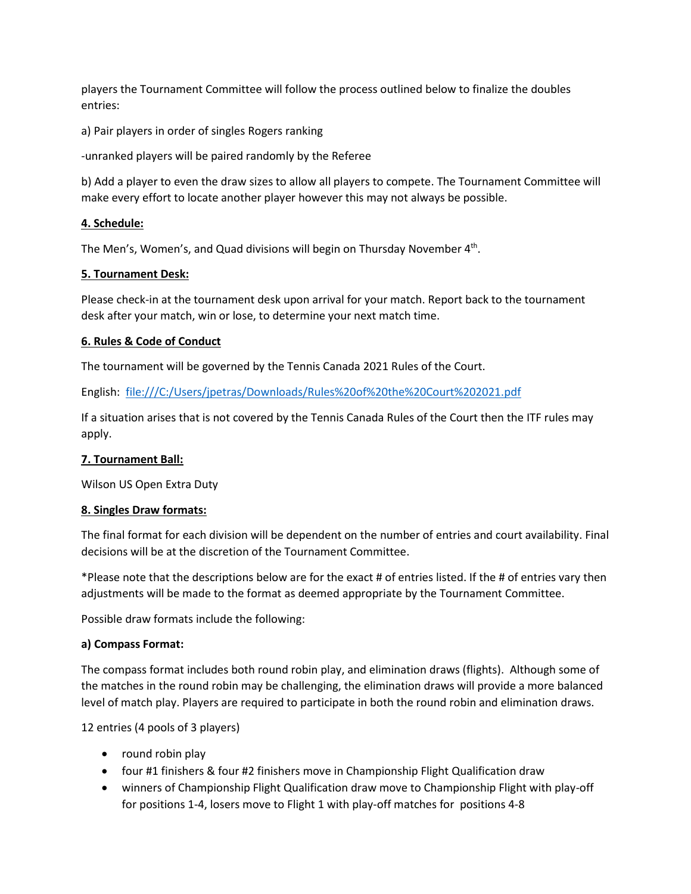players the Tournament Committee will follow the process outlined below to finalize the doubles entries:

a) Pair players in order of singles Rogers ranking

-unranked players will be paired randomly by the Referee

b) Add a player to even the draw sizes to allow all players to compete. The Tournament Committee will make every effort to locate another player however this may not always be possible.

## 4. Schedule:

The Men's, Women's, and Quad divisions will begin on Thursday November 4th.

## 5. Tournament Desk:

Please check-in at the tournament desk upon arrival for your match. Report back to the tournament desk after your match, win or lose, to determine your next match time.

## 6. Rules & Code of Conduct

The tournament will be governed by the Tennis Canada 2021 Rules of the Court.

English: [file:///C:/Users/jpetras/Downloads/Rules%20of%20the%20Court%202021.pdf](file:///C:/Users/jpetras/Downloads/Rules%20of%20the%20Court%202021.pdf)

If a situation arises that is not covered by the Tennis Canada Rules of the Court then the ITF rules may apply.

## 7. Tournament Ball:

Wilson US Open Extra Duty

## 8. Singles Draw formats:

The final format for each division will be dependent on the number of entries and court availability. Final decisions will be at the discretion of the Tournament Committee.

*Please note that the descriptions below are for the exact # of entries listed. If the # of entries vary then adjustments will be made to the format as deemed appropriate by the Tournament Committee.

Possible draw formats include the following:

**a) Compass Format:**

The compass format includes both round robin play, and elimination draws (flights). Although some of the matches in the round robin may be challenging, the elimination draws will provide a more balanced level of match play. Players are required to participate in both the round robin and elimination draws.

12 entries (4 pools of 3 players)

- round robin play
- four #1 finishers & four #2 finishers move in Championship Flight Qualification draw
- winners of Championship Flight Qualification draw move to Championship Flight with play-off for positions 1-4, losers move to Flight 1 with play-off matches for positions 4-8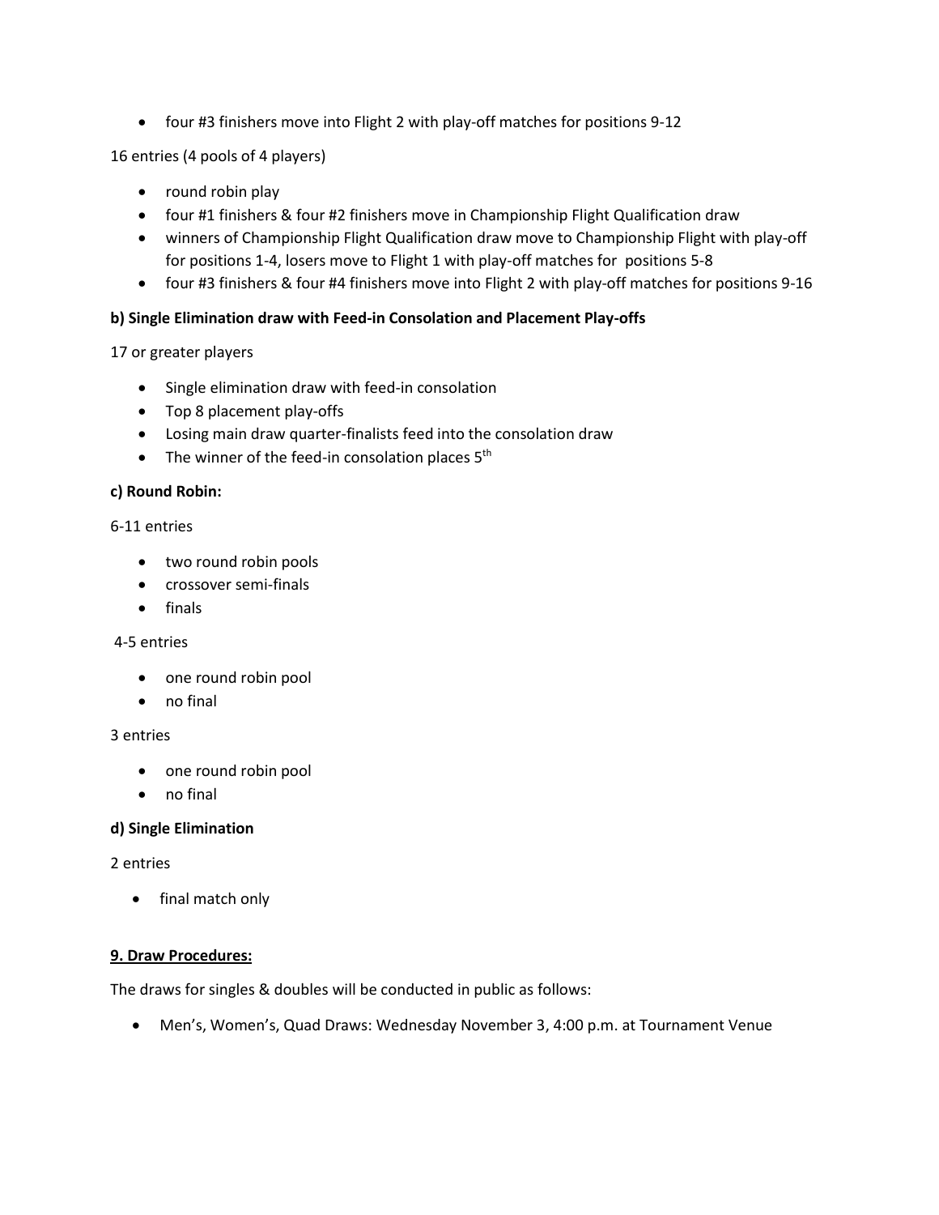- four #3 finishers move into Flight 2 with play-off matches for positions 9-12

16 entries (4 pools of 4 players)

- round robin play
- four #1 finishers & four #2 finishers move in Championship Flight Qualification draw
- winners of Championship Flight Qualification draw move to Championship Flight with play-off for positions 1-4, losers move to Flight 1 with play-off matches for  positions 5-8
- four #3 finishers & four #4 finishers move into Flight 2 with play-off matches for positions 9-16

**b) Single Elimination draw with Feed-in Consolation and Placement Play-offs**

17 or greater players

- Single elimination draw with feed-in consolation
- Top 8 placement play-offs
- Losing main draw quarter-finalists feed into the consolation draw
- The winner of the feed-in consolation places 5th

**c) Round Robin:**

6-11 entries

- two round robin pools
- crossover semi-finals
- finals

4-5 entries

- one round robin pool
- no final

3 entries

- one round robin pool
- no final

**d) Single Elimination**

2 entries

- final match only

**9. Draw Procedures:**

The draws for singles & doubles will be conducted in public as follows:

- Men's, Women's, Quad Draws: Wednesday November 3, 4:00 p.m. at Tournament Venue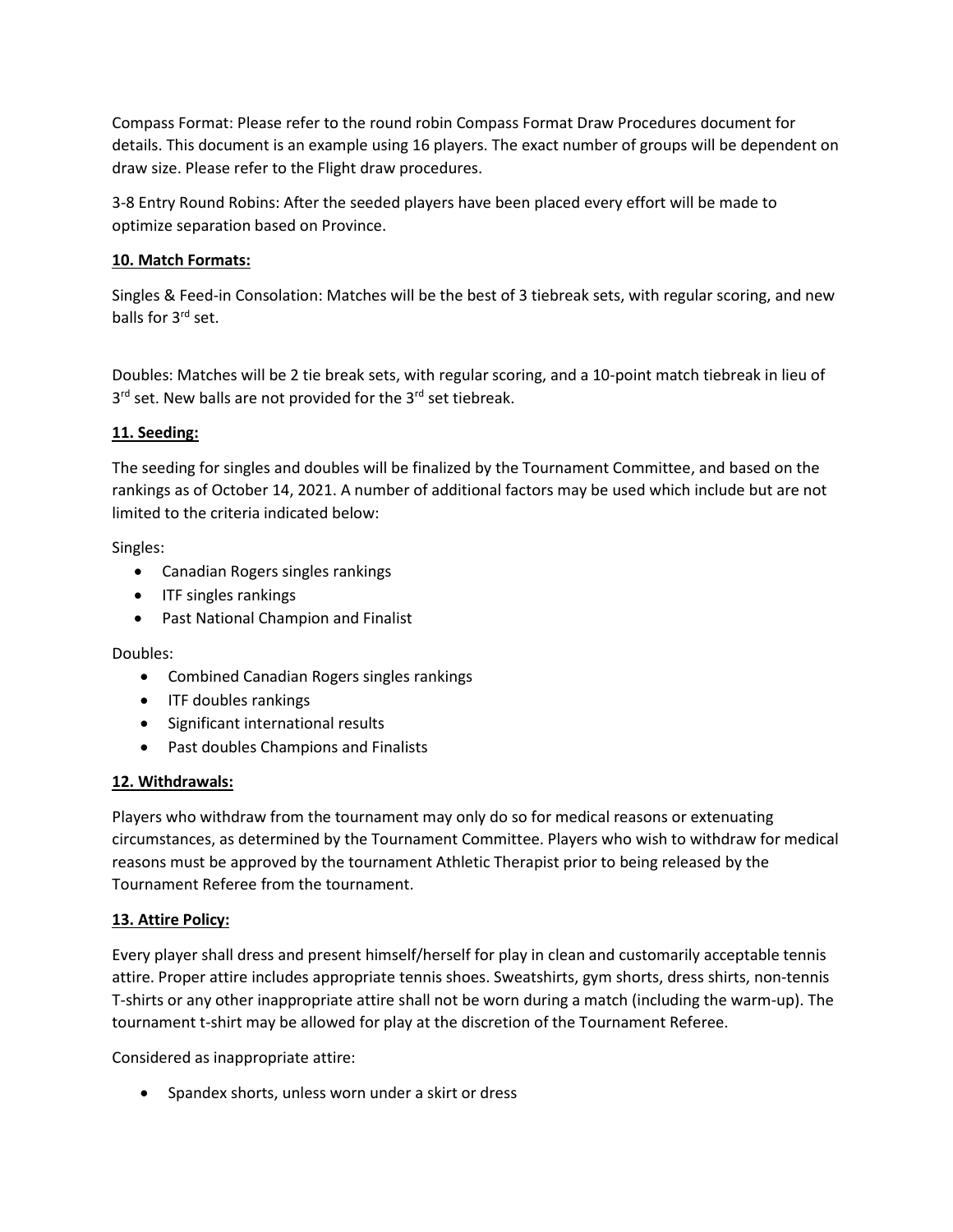Compass Format: Please refer to the round robin Compass Format Draw Procedures document for details. This document is an example using 16 players. The exact number of groups will be dependent on draw size. Please refer to the Flight draw procedures.

3-8 Entry Round Robins: After the seeded players have been placed every effort will be made to optimize separation based on Province.

## 10. Match Formats:

Singles & Feed-in Consolation: Matches will be the best of 3 tiebreak sets, with regular scoring, and new balls for 3rd set.

Doubles: Matches will be 2 tie break sets, with regular scoring, and a 10-point match tiebreak in lieu of 3rd set. New balls are not provided for the 3rd set tiebreak.

## 11. Seeding:

The seeding for singles and doubles will be finalized by the Tournament Committee, and based on the rankings as of October 14, 2021. A number of additional factors may be used which include but are not limited to the criteria indicated below:

Singles:

- Canadian Rogers singles rankings
- ITF singles rankings
- Past National Champion and Finalist

Doubles:

- Combined Canadian Rogers singles rankings
- ITF doubles rankings
- Significant international results
- Past doubles Champions and Finalists

## 12. Withdrawals:

Players who withdraw from the tournament may only do so for medical reasons or extenuating circumstances, as determined by the Tournament Committee. Players who wish to withdraw for medical reasons must be approved by the tournament Athletic Therapist prior to being released by the Tournament Referee from the tournament.

## 13. Attire Policy:

Every player shall dress and present himself/herself for play in clean and customarily acceptable tennis attire. Proper attire includes appropriate tennis shoes. Sweatshirts, gym shorts, dress shirts, non-tennis T-shirts or any other inappropriate attire shall not be worn during a match (including the warm-up). The tournament t-shirt may be allowed for play at the discretion of the Tournament Referee.

Considered as inappropriate attire:

- Spandex shorts, unless worn under a skirt or dress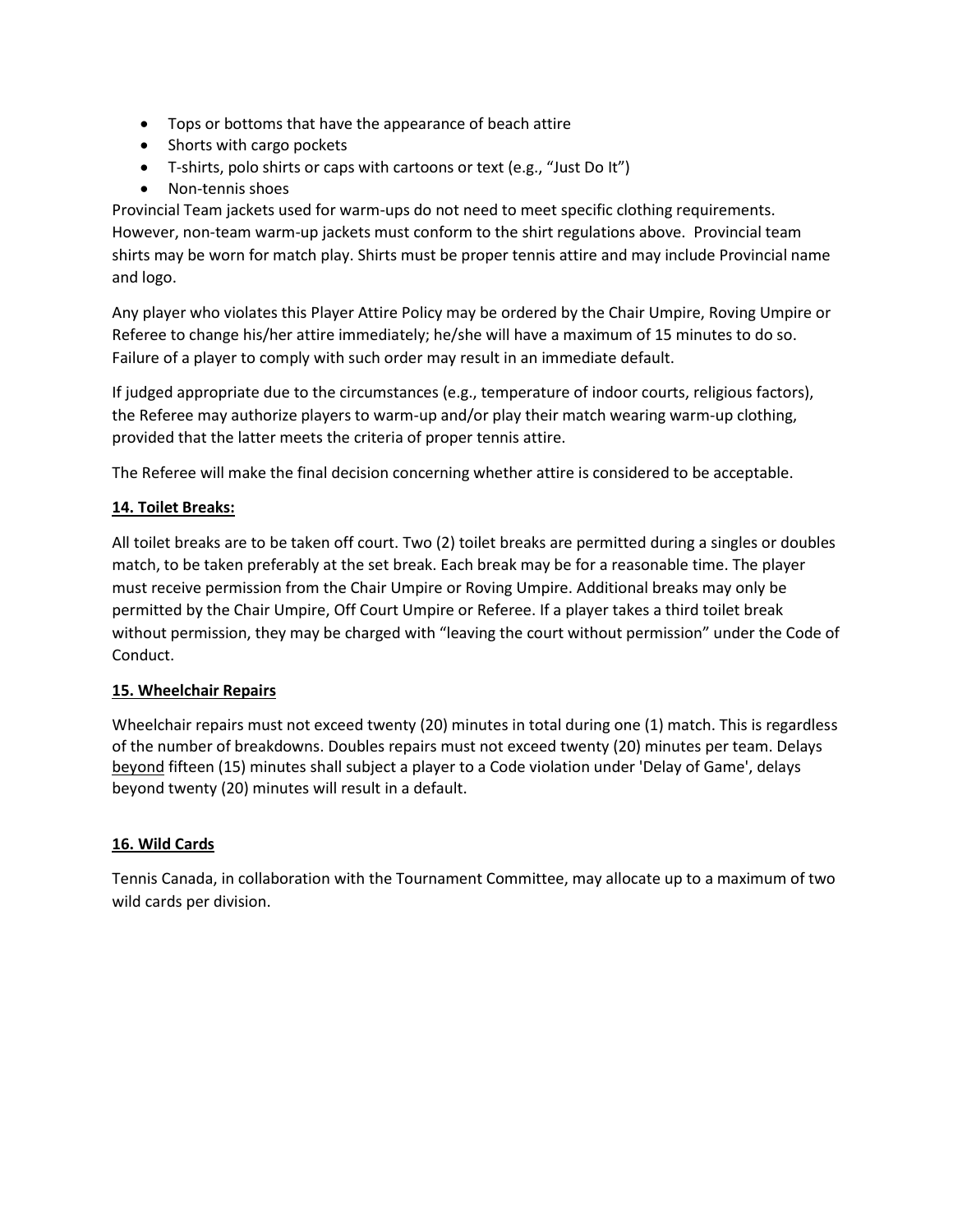- Tops or bottoms that have the appearance of beach attire
- Shorts with cargo pockets
- T-shirts, polo shirts or caps with cartoons or text (e.g., "Just Do It")
- Non-tennis shoes

Provincial Team jackets used for warm-ups do not need to meet specific clothing requirements. However, non-team warm-up jackets must conform to the shirt regulations above. Provincial team shirts may be worn for match play. Shirts must be proper tennis attire and may include Provincial name and logo.

Any player who violates this Player Attire Policy may be ordered by the Chair Umpire, Roving Umpire or Referee to change his/her attire immediately; he/she will have a maximum of 15 minutes to do so. Failure of a player to comply with such order may result in an immediate default.

If judged appropriate due to the circumstances (e.g., temperature of indoor courts, religious factors), the Referee may authorize players to warm-up and/or play their match wearing warm-up clothing, provided that the latter meets the criteria of proper tennis attire.

The Referee will make the final decision concerning whether attire is considered to be acceptable.

## 14. Toilet Breaks:

All toilet breaks are to be taken off court. Two (2) toilet breaks are permitted during a singles or doubles match, to be taken preferably at the set break. Each break may be for a reasonable time. The player must receive permission from the Chair Umpire or Roving Umpire. Additional breaks may only be permitted by the Chair Umpire, Off Court Umpire or Referee. If a player takes a third toilet break without permission, they may be charged with "leaving the court without permission" under the Code of Conduct.

## 15. Wheelchair Repairs

Wheelchair repairs must not exceed twenty (20) minutes in total during one (1) match. This is regardless of the number of breakdowns. Doubles repairs must not exceed twenty (20) minutes per team. Delays beyond fifteen (15) minutes shall subject a player to a Code violation under 'Delay of Game', delays beyond twenty (20) minutes will result in a default.

## 16. Wild Cards

Tennis Canada, in collaboration with the Tournament Committee, may allocate up to a maximum of two wild cards per division.